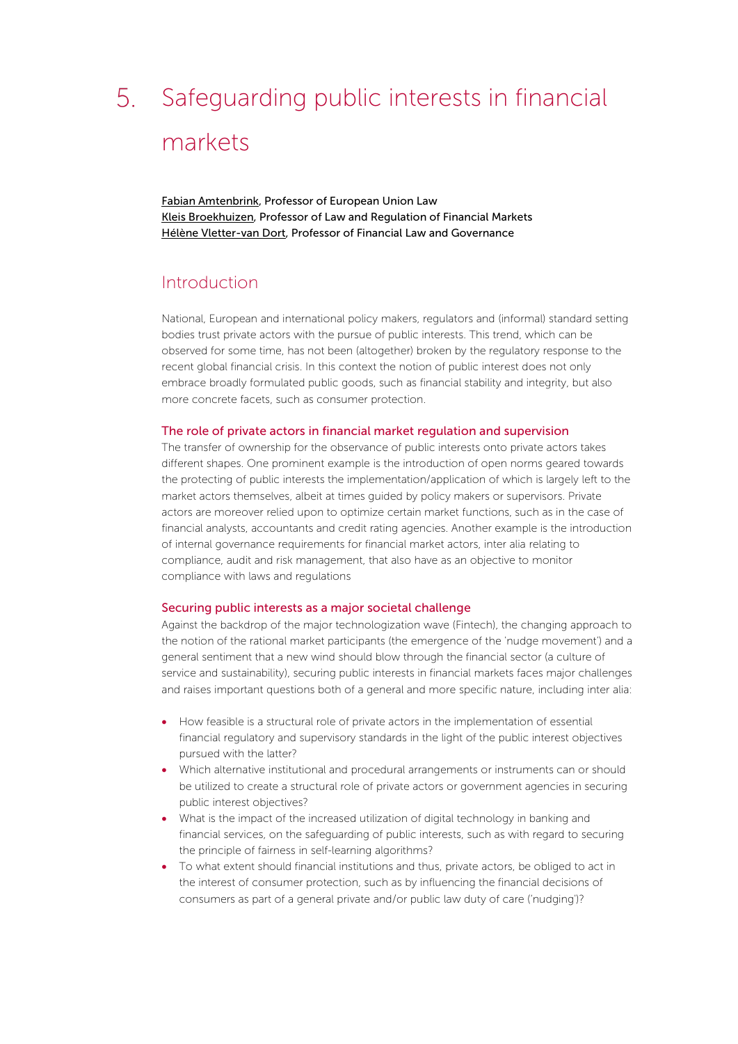# 5. Safeguarding public interests in financial markets

Fabian Amtenbrink, Professor of European Union Law
Kleis Broekhuizen, Professor of Law and Regulation of Financial Markets
Hélène Vletter-van Dort, Professor of Financial Law and Governance

## Introduction

National, European and international policy makers, regulators and (informal) standard setting bodies trust private actors with the pursue of public interests. This trend, which can be observed for some time, has not been (altogether) broken by the regulatory response to the recent global financial crisis. In this context the notion of public interest does not only embrace broadly formulated public goods, such as financial stability and integrity, but also more concrete facets, such as consumer protection.

### The role of private actors in financial market regulation and supervision

The transfer of ownership for the observance of public interests onto private actors takes different shapes. One prominent example is the introduction of open norms geared towards the protecting of public interests the implementation/application of which is largely left to the market actors themselves, albeit at times guided by policy makers or supervisors. Private actors are moreover relied upon to optimize certain market functions, such as in the case of financial analysts, accountants and credit rating agencies. Another example is the introduction of internal governance requirements for financial market actors, inter alia relating to compliance, audit and risk management, that also have as an objective to monitor compliance with laws and regulations

### Securing public interests as a major societal challenge

Against the backdrop of the major technologization wave (Fintech), the changing approach to the notion of the rational market participants (the emergence of the 'nudge movement') and a general sentiment that a new wind should blow through the financial sector (a culture of service and sustainability), securing public interests in financial markets faces major challenges and raises important questions both of a general and more specific nature, including inter alia:

- How feasible is a structural role of private actors in the implementation of essential financial regulatory and supervisory standards in the light of the public interest objectives pursued with the latter?
- Which alternative institutional and procedural arrangements or instruments can or should be utilized to create a structural role of private actors or government agencies in securing public interest objectives?
- What is the impact of the increased utilization of digital technology in banking and financial services, on the safeguarding of public interests, such as with regard to securing the principle of fairness in self-learning algorithms?
- To what extent should financial institutions and thus, private actors, be obliged to act in the interest of consumer protection, such as by influencing the financial decisions of consumers as part of a general private and/or public law duty of care ('nudging')?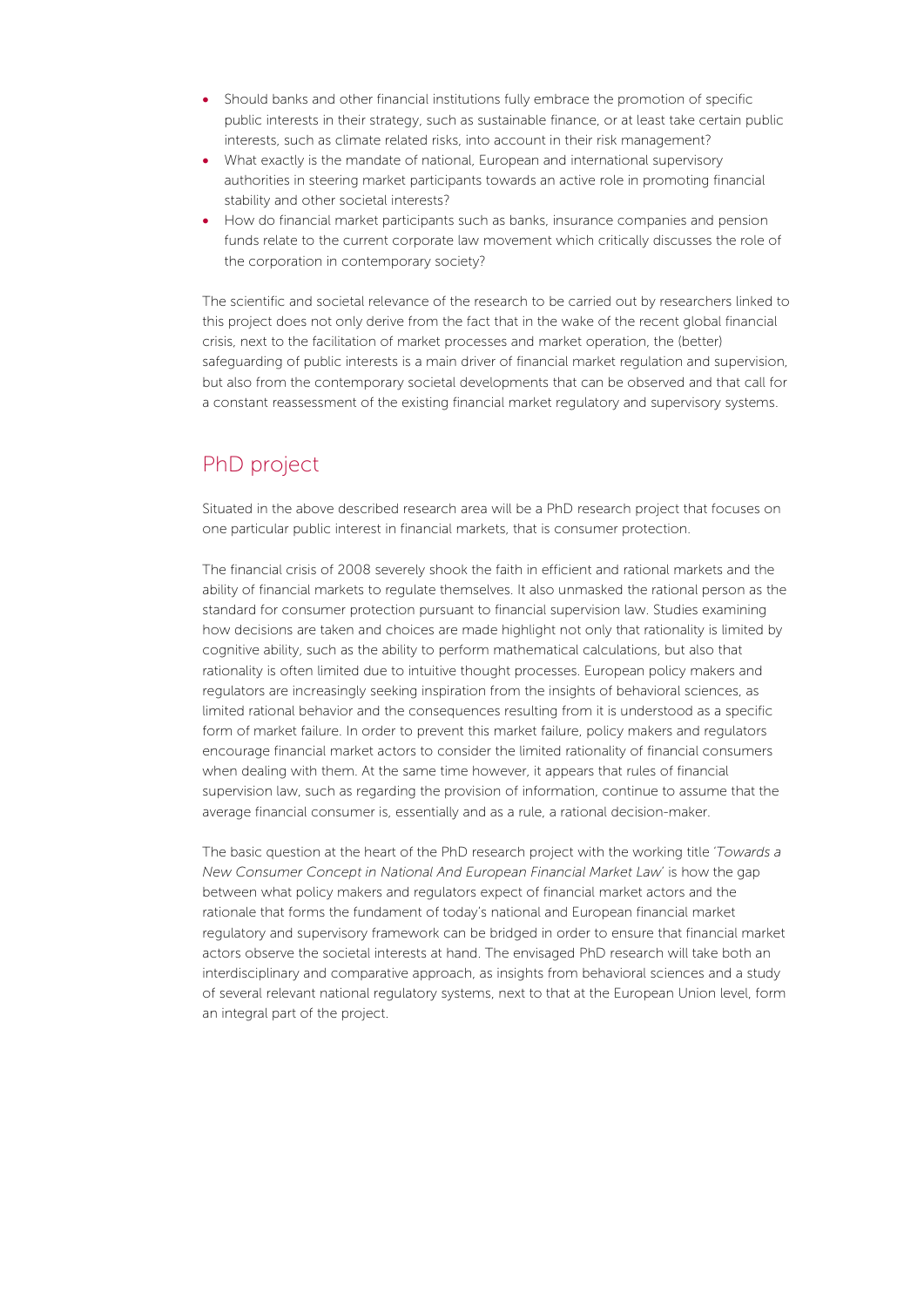- Should banks and other financial institutions fully embrace the promotion of specific public interests in their strategy, such as sustainable finance, or at least take certain public interests, such as climate related risks, into account in their risk management?
- What exactly is the mandate of national, European and international supervisory authorities in steering market participants towards an active role in promoting financial stability and other societal interests?
- How do financial market participants such as banks, insurance companies and pension funds relate to the current corporate law movement which critically discusses the role of the corporation in contemporary society?

The scientific and societal relevance of the research to be carried out by researchers linked to this project does not only derive from the fact that in the wake of the recent global financial crisis, next to the facilitation of market processes and market operation, the (better) safeguarding of public interests is a main driver of financial market regulation and supervision, but also from the contemporary societal developments that can be observed and that call for a constant reassessment of the existing financial market regulatory and supervisory systems.

## PhD project

Situated in the above described research area will be a PhD research project that focuses on one particular public interest in financial markets, that is consumer protection.

The financial crisis of 2008 severely shook the faith in efficient and rational markets and the ability of financial markets to regulate themselves. It also unmasked the rational person as the standard for consumer protection pursuant to financial supervision law. Studies examining how decisions are taken and choices are made highlight not only that rationality is limited by cognitive ability, such as the ability to perform mathematical calculations, but also that rationality is often limited due to intuitive thought processes. European policy makers and regulators are increasingly seeking inspiration from the insights of behavioral sciences, as limited rational behavior and the consequences resulting from it is understood as a specific form of market failure. In order to prevent this market failure, policy makers and regulators encourage financial market actors to consider the limited rationality of financial consumers when dealing with them. At the same time however, it appears that rules of financial supervision law, such as regarding the provision of information, continue to assume that the average financial consumer is, essentially and as a rule, a rational decision-maker.

The basic question at the heart of the PhD research project with the working title '*Towards a New Consumer Concept in National And European Financial Market Law*' is how the gap between what policy makers and regulators expect of financial market actors and the rationale that forms the fundament of today's national and European financial market regulatory and supervisory framework can be bridged in order to ensure that financial market actors observe the societal interests at hand. The envisaged PhD research will take both an interdisciplinary and comparative approach, as insights from behavioral sciences and a study of several relevant national regulatory systems, next to that at the European Union level, form an integral part of the project.